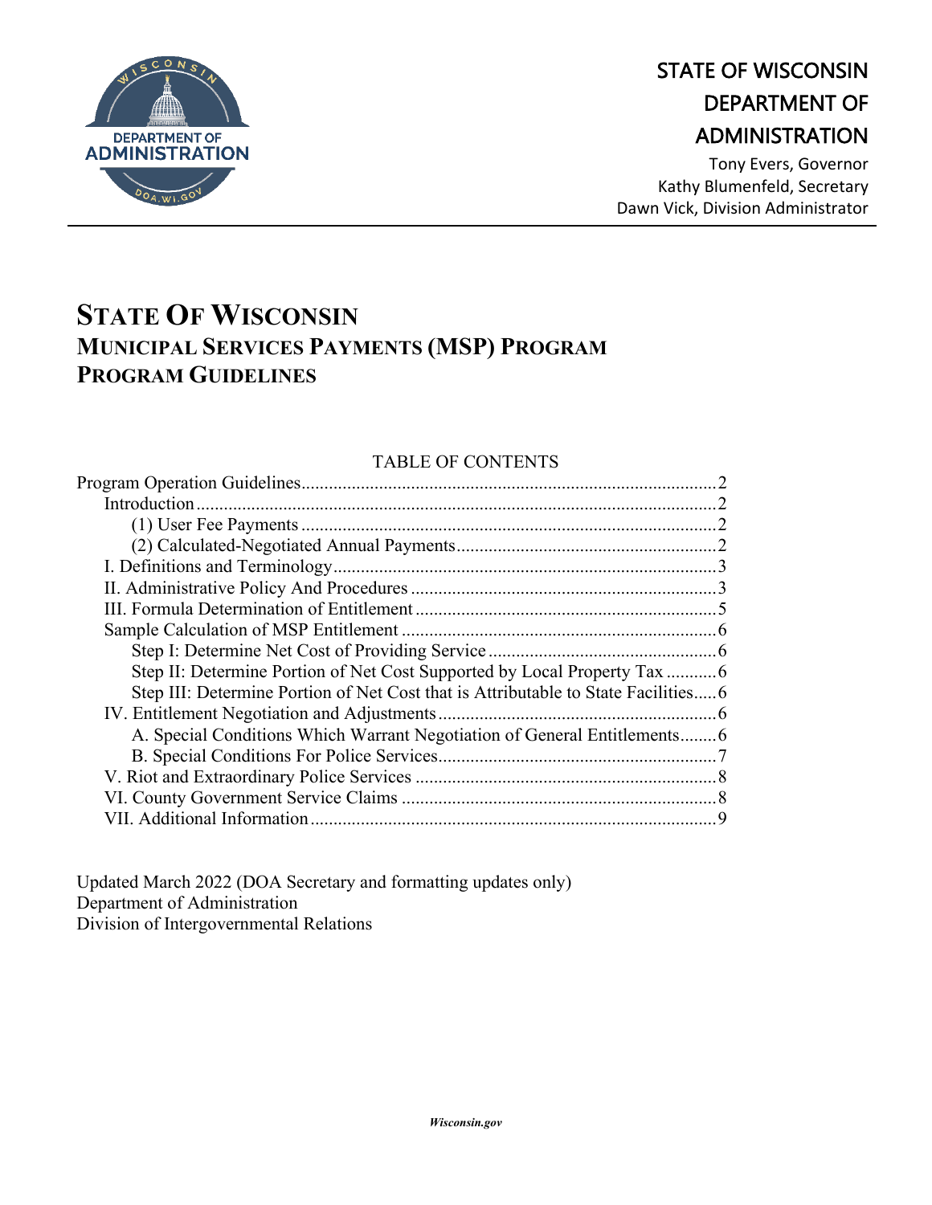STATE OF WISCONSIN
DEPARTMENT OF
ADMINISTRATION

Tony Evers, Governor
Kathy Blumenfeld, Secretary
Dawn Vick, Division Administrator

# STATE OF WISCONSIN
## MUNICIPAL SERVICES PAYMENTS (MSP) PROGRAM
## PROGRAM GUIDELINES

TABLE OF CONTENTS

- Program Operation Guidelines....2
  - Introduction....2
    - (1) User Fee Payments....2
    - (2) Calculated-Negotiated Annual Payments....2
  - I. Definitions and Terminology....3
  - II. Administrative Policy And Procedures....3
  - III. Formula Determination of Entitlement....5
  - Sample Calculation of MSP Entitlement....6
    - Step I: Determine Net Cost of Providing Service....6
    - Step II: Determine Portion of Net Cost Supported by Local Property Tax....6
    - Step III: Determine Portion of Net Cost that is Attributable to State Facilities....6
  - IV. Entitlement Negotiation and Adjustments....6
    - A. Special Conditions Which Warrant Negotiation of General Entitlements....6
    - B. Special Conditions For Police Services....7
  - V. Riot and Extraordinary Police Services....8
  - VI. County Government Service Claims....8
  - VII. Additional Information....9

Updated March 2022 (DOA Secretary and formatting updates only)
Department of Administration
Division of Intergovernmental Relations

*Wisconsin.gov*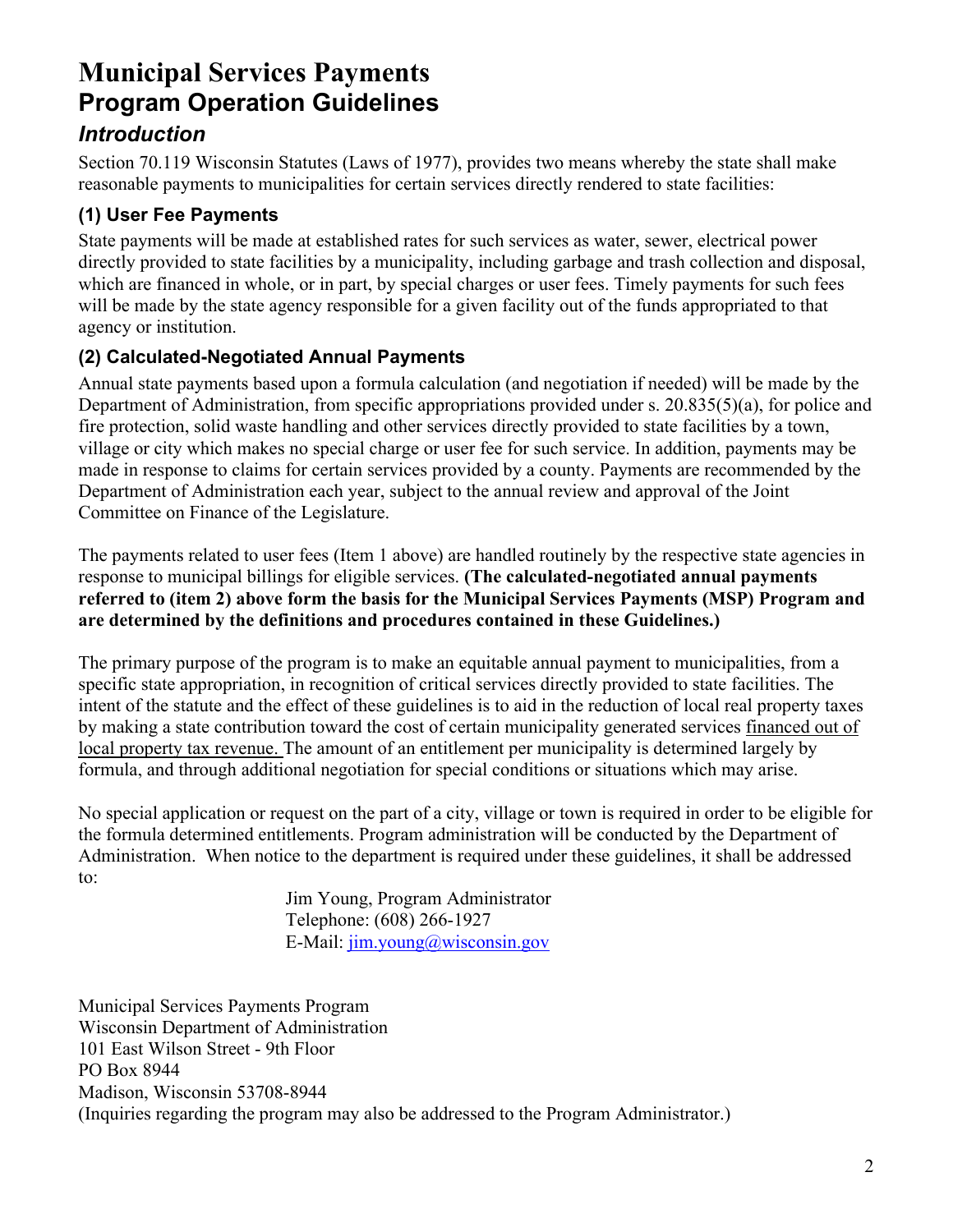# Municipal Services Payments

## Program Operation Guidelines

### *Introduction*

Section 70.119 Wisconsin Statutes (Laws of 1977), provides two means whereby the state shall make reasonable payments to municipalities for certain services directly rendered to state facilities:

#### (1) User Fee Payments

State payments will be made at established rates for such services as water, sewer, electrical power directly provided to state facilities by a municipality, including garbage and trash collection and disposal, which are financed in whole, or in part, by special charges or user fees. Timely payments for such fees will be made by the state agency responsible for a given facility out of the funds appropriated to that agency or institution.

#### (2) Calculated-Negotiated Annual Payments

Annual state payments based upon a formula calculation (and negotiation if needed) will be made by the Department of Administration, from specific appropriations provided under s. 20.835(5)(a), for police and fire protection, solid waste handling and other services directly provided to state facilities by a town, village or city which makes no special charge or user fee for such service. In addition, payments may be made in response to claims for certain services provided by a county. Payments are recommended by the Department of Administration each year, subject to the annual review and approval of the Joint Committee on Finance of the Legislature.

The payments related to user fees (Item 1 above) are handled routinely by the respective state agencies in response to municipal billings for eligible services. **(The calculated-negotiated annual payments referred to (item 2) above form the basis for the Municipal Services Payments (MSP) Program and are determined by the definitions and procedures contained in these Guidelines.)**

The primary purpose of the program is to make an equitable annual payment to municipalities, from a specific state appropriation, in recognition of critical services directly provided to state facilities. The intent of the statute and the effect of these guidelines is to aid in the reduction of local real property taxes by making a state contribution toward the cost of certain municipality generated services <u>financed out of local property tax revenue.</u> The amount of an entitlement per municipality is determined largely by formula, and through additional negotiation for special conditions or situations which may arise.

No special application or request on the part of a city, village or town is required in order to be eligible for the formula determined entitlements. Program administration will be conducted by the Department of Administration. When notice to the department is required under these guidelines, it shall be addressed to:

Jim Young, Program Administrator
Telephone: (608) 266-1927
E-Mail: jim.young@wisconsin.gov

Municipal Services Payments Program
Wisconsin Department of Administration
101 East Wilson Street - 9th Floor
PO Box 8944
Madison, Wisconsin 53708-8944
(Inquiries regarding the program may also be addressed to the Program Administrator.)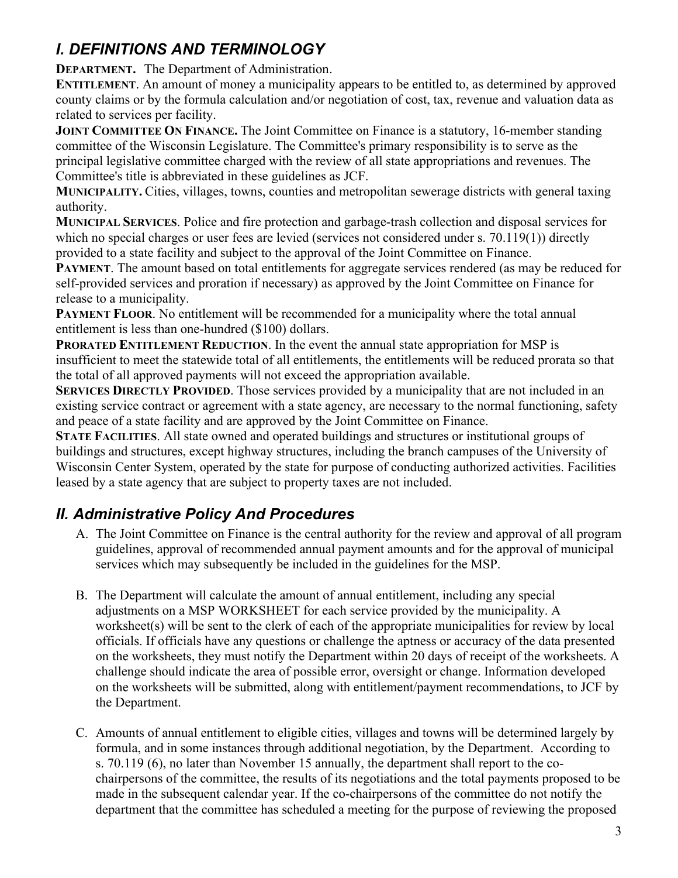## *I. DEFINITIONS AND TERMINOLOGY*

**DEPARTMENT.** The Department of Administration.

**ENTITLEMENT**. An amount of money a municipality appears to be entitled to, as determined by approved county claims or by the formula calculation and/or negotiation of cost, tax, revenue and valuation data as related to services per facility.

**JOINT COMMITTEE ON FINANCE.** The Joint Committee on Finance is a statutory, 16-member standing committee of the Wisconsin Legislature. The Committee's primary responsibility is to serve as the principal legislative committee charged with the review of all state appropriations and revenues. The Committee's title is abbreviated in these guidelines as JCF.

**MUNICIPALITY.** Cities, villages, towns, counties and metropolitan sewerage districts with general taxing authority.

**MUNICIPAL SERVICES**. Police and fire protection and garbage-trash collection and disposal services for which no special charges or user fees are levied (services not considered under s. 70.119(1)) directly provided to a state facility and subject to the approval of the Joint Committee on Finance.

**PAYMENT**. The amount based on total entitlements for aggregate services rendered (as may be reduced for self-provided services and proration if necessary) as approved by the Joint Committee on Finance for release to a municipality.

**PAYMENT FLOOR**. No entitlement will be recommended for a municipality where the total annual entitlement is less than one-hundred ($100) dollars.

**PRORATED ENTITLEMENT REDUCTION**. In the event the annual state appropriation for MSP is insufficient to meet the statewide total of all entitlements, the entitlements will be reduced prorata so that the total of all approved payments will not exceed the appropriation available.

**SERVICES DIRECTLY PROVIDED**. Those services provided by a municipality that are not included in an existing service contract or agreement with a state agency, are necessary to the normal functioning, safety and peace of a state facility and are approved by the Joint Committee on Finance.

**STATE FACILITIES**. All state owned and operated buildings and structures or institutional groups of buildings and structures, except highway structures, including the branch campuses of the University of Wisconsin Center System, operated by the state for purpose of conducting authorized activities. Facilities leased by a state agency that are subject to property taxes are not included.

## *II. Administrative Policy And Procedures*

A. The Joint Committee on Finance is the central authority for the review and approval of all program guidelines, approval of recommended annual payment amounts and for the approval of municipal services which may subsequently be included in the guidelines for the MSP.

B. The Department will calculate the amount of annual entitlement, including any special adjustments on a MSP WORKSHEET for each service provided by the municipality. A worksheet(s) will be sent to the clerk of each of the appropriate municipalities for review by local officials. If officials have any questions or challenge the aptness or accuracy of the data presented on the worksheets, they must notify the Department within 20 days of receipt of the worksheets. A challenge should indicate the area of possible error, oversight or change. Information developed on the worksheets will be submitted, along with entitlement/payment recommendations, to JCF by the Department.

C. Amounts of annual entitlement to eligible cities, villages and towns will be determined largely by formula, and in some instances through additional negotiation, by the Department. According to s. 70.119 (6), no later than November 15 annually, the department shall report to the co-chairpersons of the committee, the results of its negotiations and the total payments proposed to be made in the subsequent calendar year. If the co-chairpersons of the committee do not notify the department that the committee has scheduled a meeting for the purpose of reviewing the proposed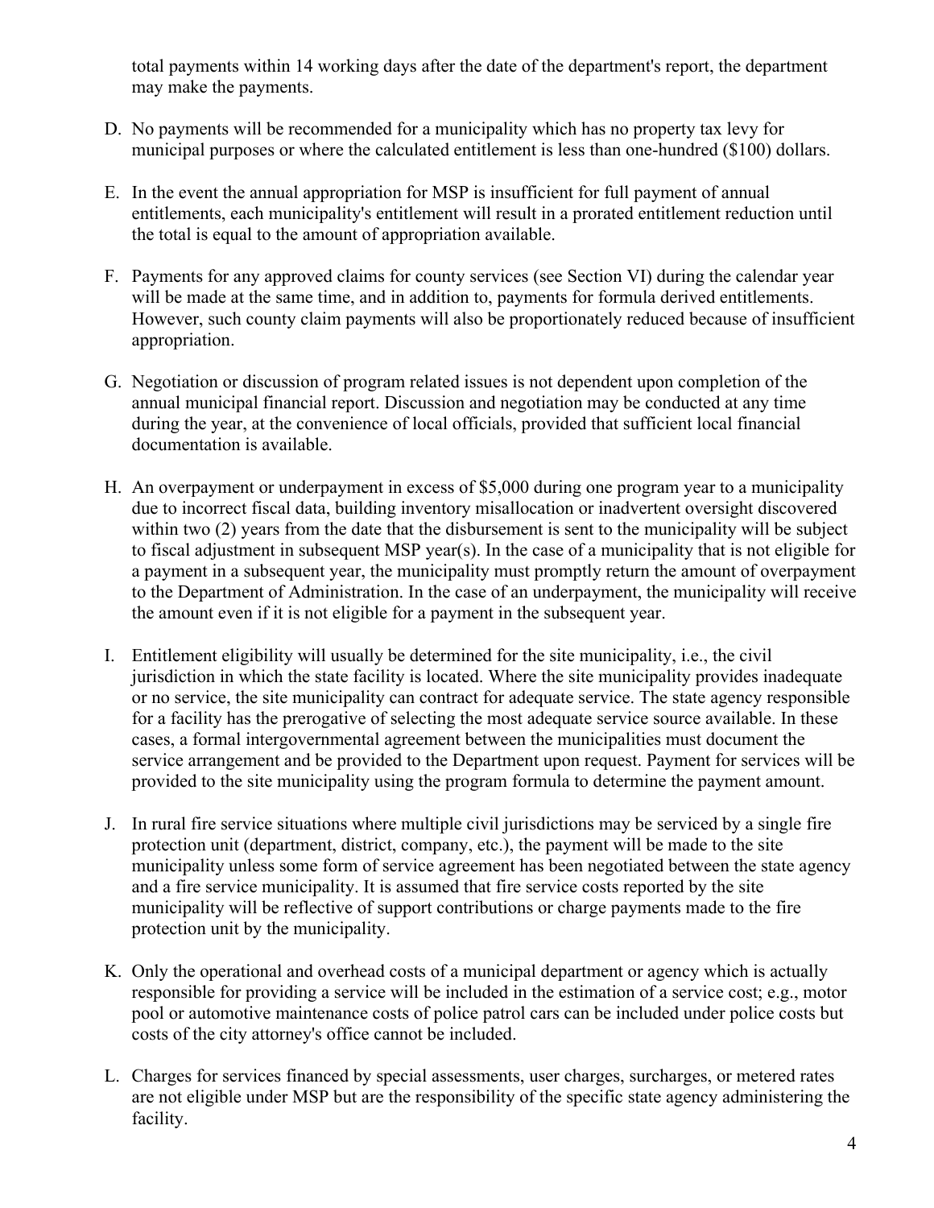total payments within 14 working days after the date of the department's report, the department may make the payments.

D. No payments will be recommended for a municipality which has no property tax levy for municipal purposes or where the calculated entitlement is less than one-hundred ($100) dollars.

E. In the event the annual appropriation for MSP is insufficient for full payment of annual entitlements, each municipality's entitlement will result in a prorated entitlement reduction until the total is equal to the amount of appropriation available.

F. Payments for any approved claims for county services (see Section VI) during the calendar year will be made at the same time, and in addition to, payments for formula derived entitlements. However, such county claim payments will also be proportionately reduced because of insufficient appropriation.

G. Negotiation or discussion of program related issues is not dependent upon completion of the annual municipal financial report. Discussion and negotiation may be conducted at any time during the year, at the convenience of local officials, provided that sufficient local financial documentation is available.

H. An overpayment or underpayment in excess of $5,000 during one program year to a municipality due to incorrect fiscal data, building inventory misallocation or inadvertent oversight discovered within two (2) years from the date that the disbursement is sent to the municipality will be subject to fiscal adjustment in subsequent MSP year(s). In the case of a municipality that is not eligible for a payment in a subsequent year, the municipality must promptly return the amount of overpayment to the Department of Administration. In the case of an underpayment, the municipality will receive the amount even if it is not eligible for a payment in the subsequent year.

I. Entitlement eligibility will usually be determined for the site municipality, i.e., the civil jurisdiction in which the state facility is located. Where the site municipality provides inadequate or no service, the site municipality can contract for adequate service. The state agency responsible for a facility has the prerogative of selecting the most adequate service source available. In these cases, a formal intergovernmental agreement between the municipalities must document the service arrangement and be provided to the Department upon request. Payment for services will be provided to the site municipality using the program formula to determine the payment amount.

J. In rural fire service situations where multiple civil jurisdictions may be serviced by a single fire protection unit (department, district, company, etc.), the payment will be made to the site municipality unless some form of service agreement has been negotiated between the state agency and a fire service municipality. It is assumed that fire service costs reported by the site municipality will be reflective of support contributions or charge payments made to the fire protection unit by the municipality.

K. Only the operational and overhead costs of a municipal department or agency which is actually responsible for providing a service will be included in the estimation of a service cost; e.g., motor pool or automotive maintenance costs of police patrol cars can be included under police costs but costs of the city attorney's office cannot be included.

L. Charges for services financed by special assessments, user charges, surcharges, or metered rates are not eligible under MSP but are the responsibility of the specific state agency administering the facility.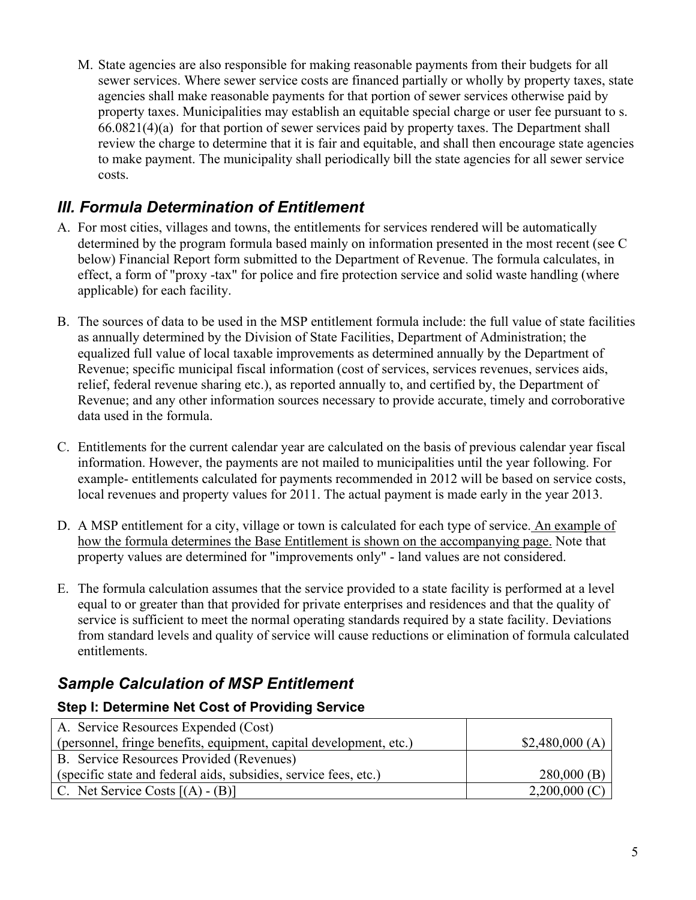M. State agencies are also responsible for making reasonable payments from their budgets for all sewer services. Where sewer service costs are financed partially or wholly by property taxes, state agencies shall make reasonable payments for that portion of sewer services otherwise paid by property taxes. Municipalities may establish an equitable special charge or user fee pursuant to s. 66.0821(4)(a) for that portion of sewer services paid by property taxes. The Department shall review the charge to determine that it is fair and equitable, and shall then encourage state agencies to make payment. The municipality shall periodically bill the state agencies for all sewer service costs.

## *III. Formula Determination of Entitlement*

A. For most cities, villages and towns, the entitlements for services rendered will be automatically determined by the program formula based mainly on information presented in the most recent (see C below) Financial Report form submitted to the Department of Revenue. The formula calculates, in effect, a form of "proxy -tax" for police and fire protection service and solid waste handling (where applicable) for each facility.

B. The sources of data to be used in the MSP entitlement formula include: the full value of state facilities as annually determined by the Division of State Facilities, Department of Administration; the equalized full value of local taxable improvements as determined annually by the Department of Revenue; specific municipal fiscal information (cost of services, services revenues, services aids, relief, federal revenue sharing etc.), as reported annually to, and certified by, the Department of Revenue; and any other information sources necessary to provide accurate, timely and corroborative data used in the formula.

C. Entitlements for the current calendar year are calculated on the basis of previous calendar year fiscal information. However, the payments are not mailed to municipalities until the year following. For example- entitlements calculated for payments recommended in 2012 will be based on service costs, local revenues and property values for 2011. The actual payment is made early in the year 2013.

D. A MSP entitlement for a city, village or town is calculated for each type of service. An example of how the formula determines the Base Entitlement is shown on the accompanying page. Note that property values are determined for "improvements only" - land values are not considered.

E. The formula calculation assumes that the service provided to a state facility is performed at a level equal to or greater than that provided for private enterprises and residences and that the quality of service is sufficient to meet the normal operating standards required by a state facility. Deviations from standard levels and quality of service will cause reductions or elimination of formula calculated entitlements.

## *Sample Calculation of MSP Entitlement*

### Step I: Determine Net Cost of Providing Service

| | |
|---|---|
| A. Service Resources Expended (Cost)<br>(personnel, fringe benefits, equipment, capital development, etc.) | $2,480,000 (A) |
| B. Service Resources Provided (Revenues)<br>(specific state and federal aids, subsidies, service fees, etc.) | 280,000 (B) |
| C. Net Service Costs [(A) - (B)] | 2,200,000 (C) |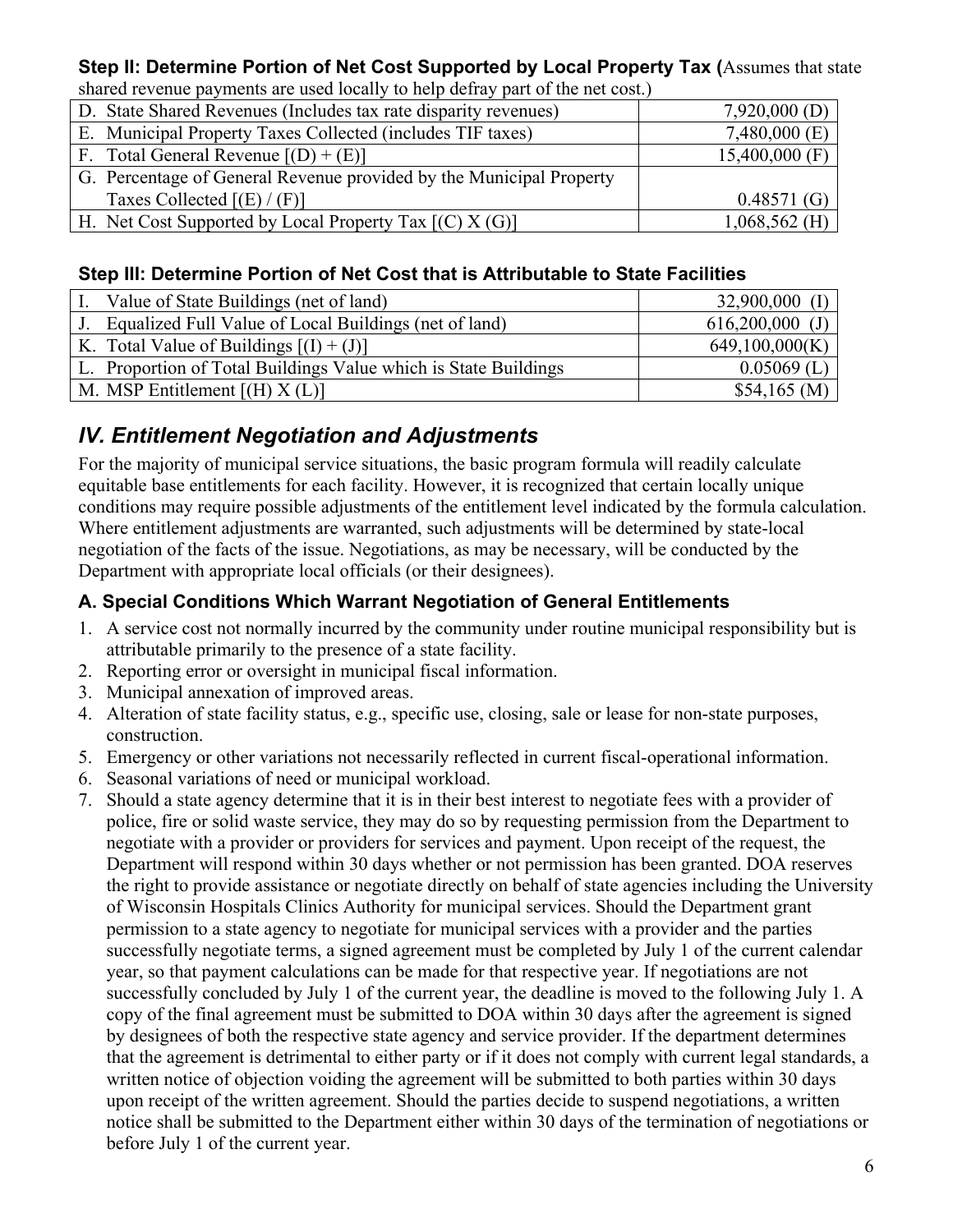**Step II: Determine Portion of Net Cost Supported by Local Property Tax (**Assumes that state shared revenue payments are used locally to help defray part of the net cost.)

| | |
|---|---|
| D. State Shared Revenues (Includes tax rate disparity revenues) | 7,920,000 (D) |
| E. Municipal Property Taxes Collected (includes TIF taxes) | 7,480,000 (E) |
| F. Total General Revenue [(D) + (E)] | 15,400,000 (F) |
| G. Percentage of General Revenue provided by the Municipal Property Taxes Collected [(E) / (F)] | 0.48571 (G) |
| H. Net Cost Supported by Local Property Tax [(C) X (G)] | 1,068,562 (H) |

**Step III: Determine Portion of Net Cost that is Attributable to State Facilities**

| | |
|---|---|
| I. Value of State Buildings (net of land) | 32,900,000 (I) |
| J. Equalized Full Value of Local Buildings (net of land) | 616,200,000 (J) |
| K. Total Value of Buildings [(I) + (J)] | 649,100,000(K) |
| L. Proportion of Total Buildings Value which is State Buildings | 0.05069 (L) |
| M. MSP Entitlement [(H) X (L)] | $54,165 (M) |

## *IV. Entitlement Negotiation and Adjustments*

For the majority of municipal service situations, the basic program formula will readily calculate equitable base entitlements for each facility. However, it is recognized that certain locally unique conditions may require possible adjustments of the entitlement level indicated by the formula calculation. Where entitlement adjustments are warranted, such adjustments will be determined by state-local negotiation of the facts of the issue. Negotiations, as may be necessary, will be conducted by the Department with appropriate local officials (or their designees).

### A. Special Conditions Which Warrant Negotiation of General Entitlements

1. A service cost not normally incurred by the community under routine municipal responsibility but is attributable primarily to the presence of a state facility.
2. Reporting error or oversight in municipal fiscal information.
3. Municipal annexation of improved areas.
4. Alteration of state facility status, e.g., specific use, closing, sale or lease for non-state purposes, construction.
5. Emergency or other variations not necessarily reflected in current fiscal-operational information.
6. Seasonal variations of need or municipal workload.
7. Should a state agency determine that it is in their best interest to negotiate fees with a provider of police, fire or solid waste service, they may do so by requesting permission from the Department to negotiate with a provider or providers for services and payment. Upon receipt of the request, the Department will respond within 30 days whether or not permission has been granted. DOA reserves the right to provide assistance or negotiate directly on behalf of state agencies including the University of Wisconsin Hospitals Clinics Authority for municipal services. Should the Department grant permission to a state agency to negotiate for municipal services with a provider and the parties successfully negotiate terms, a signed agreement must be completed by July 1 of the current calendar year, so that payment calculations can be made for that respective year. If negotiations are not successfully concluded by July 1 of the current year, the deadline is moved to the following July 1. A copy of the final agreement must be submitted to DOA within 30 days after the agreement is signed by designees of both the respective state agency and service provider. If the department determines that the agreement is detrimental to either party or if it does not comply with current legal standards, a written notice of objection voiding the agreement will be submitted to both parties within 30 days upon receipt of the written agreement. Should the parties decide to suspend negotiations, a written notice shall be submitted to the Department either within 30 days of the termination of negotiations or before July 1 of the current year.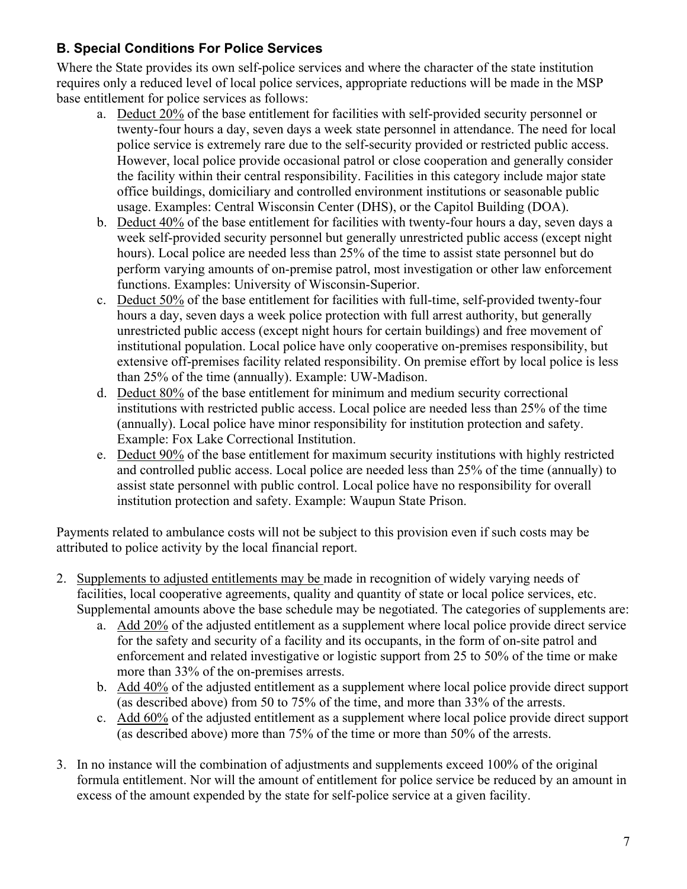### B. Special Conditions For Police Services

Where the State provides its own self-police services and where the character of the state institution requires only a reduced level of local police services, appropriate reductions will be made in the MSP base entitlement for police services as follows:

a. <u>Deduct 20%</u> of the base entitlement for facilities with self-provided security personnel or twenty-four hours a day, seven days a week state personnel in attendance. The need for local police service is extremely rare due to the self-security provided or restricted public access. However, local police provide occasional patrol or close cooperation and generally consider the facility within their central responsibility. Facilities in this category include major state office buildings, domiciliary and controlled environment institutions or seasonable public usage. Examples: Central Wisconsin Center (DHS), or the Capitol Building (DOA).
b. <u>Deduct 40%</u> of the base entitlement for facilities with twenty-four hours a day, seven days a week self-provided security personnel but generally unrestricted public access (except night hours). Local police are needed less than 25% of the time to assist state personnel but do perform varying amounts of on-premise patrol, most investigation or other law enforcement functions. Examples: University of Wisconsin-Superior.
c. <u>Deduct 50%</u> of the base entitlement for facilities with full-time, self-provided twenty-four hours a day, seven days a week police protection with full arrest authority, but generally unrestricted public access (except night hours for certain buildings) and free movement of institutional population. Local police have only cooperative on-premises responsibility, but extensive off-premises facility related responsibility. On premise effort by local police is less than 25% of the time (annually). Example: UW-Madison.
d. <u>Deduct 80%</u> of the base entitlement for minimum and medium security correctional institutions with restricted public access. Local police are needed less than 25% of the time (annually). Local police have minor responsibility for institution protection and safety. Example: Fox Lake Correctional Institution.
e. <u>Deduct 90%</u> of the base entitlement for maximum security institutions with highly restricted and controlled public access. Local police are needed less than 25% of the time (annually) to assist state personnel with public control. Local police have no responsibility for overall institution protection and safety. Example: Waupun State Prison.

Payments related to ambulance costs will not be subject to this provision even if such costs may be attributed to police activity by the local financial report.

2. <u>Supplements to adjusted entitlements may be</u> made in recognition of widely varying needs of facilities, local cooperative agreements, quality and quantity of state or local police services, etc. Supplemental amounts above the base schedule may be negotiated. The categories of supplements are:
   a. <u>Add 20%</u> of the adjusted entitlement as a supplement where local police provide direct service for the safety and security of a facility and its occupants, in the form of on-site patrol and enforcement and related investigative or logistic support from 25 to 50% of the time or make more than 33% of the on-premises arrests.
   b. <u>Add 40%</u> of the adjusted entitlement as a supplement where local police provide direct support (as described above) from 50 to 75% of the time, and more than 33% of the arrests.
   c. <u>Add 60%</u> of the adjusted entitlement as a supplement where local police provide direct support (as described above) more than 75% of the time or more than 50% of the arrests.

3. In no instance will the combination of adjustments and supplements exceed 100% of the original formula entitlement. Nor will the amount of entitlement for police service be reduced by an amount in excess of the amount expended by the state for self-police service at a given facility.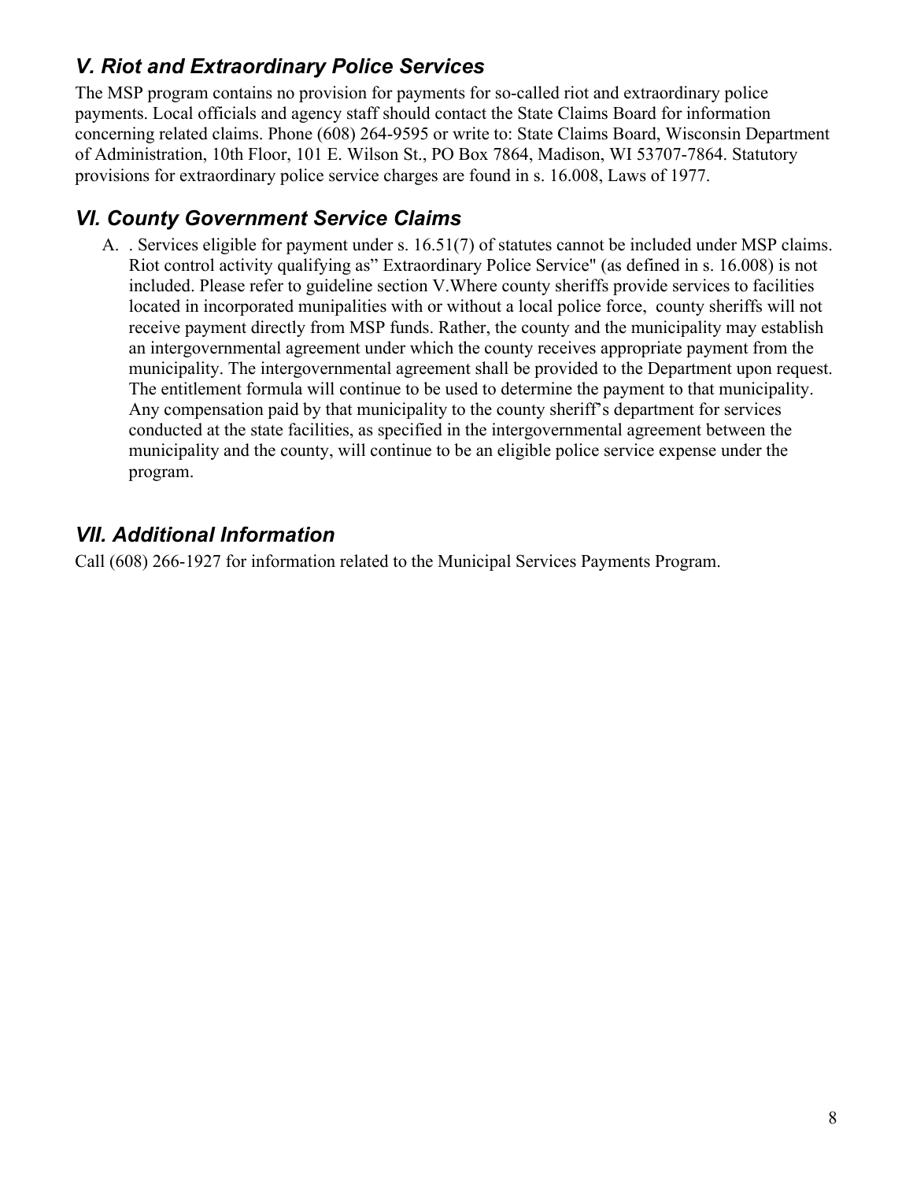## *V. Riot and Extraordinary Police Services*

The MSP program contains no provision for payments for so-called riot and extraordinary police payments. Local officials and agency staff should contact the State Claims Board for information concerning related claims. Phone (608) 264-9595 or write to: State Claims Board, Wisconsin Department of Administration, 10th Floor, 101 E. Wilson St., PO Box 7864, Madison, WI 53707-7864. Statutory provisions for extraordinary police service charges are found in s. 16.008, Laws of 1977.

## *VI. County Government Service Claims*

A. . Services eligible for payment under s. 16.51(7) of statutes cannot be included under MSP claims. Riot control activity qualifying as" Extraordinary Police Service" (as defined in s. 16.008) is not included. Please refer to guideline section V.Where county sheriffs provide services to facilities located in incorporated munipalities with or without a local police force, county sheriffs will not receive payment directly from MSP funds. Rather, the county and the municipality may establish an intergovernmental agreement under which the county receives appropriate payment from the municipality. The intergovernmental agreement shall be provided to the Department upon request. The entitlement formula will continue to be used to determine the payment to that municipality. Any compensation paid by that municipality to the county sheriff's department for services conducted at the state facilities, as specified in the intergovernmental agreement between the municipality and the county, will continue to be an eligible police service expense under the program.

## *VII. Additional Information*

Call (608) 266-1927 for information related to the Municipal Services Payments Program.